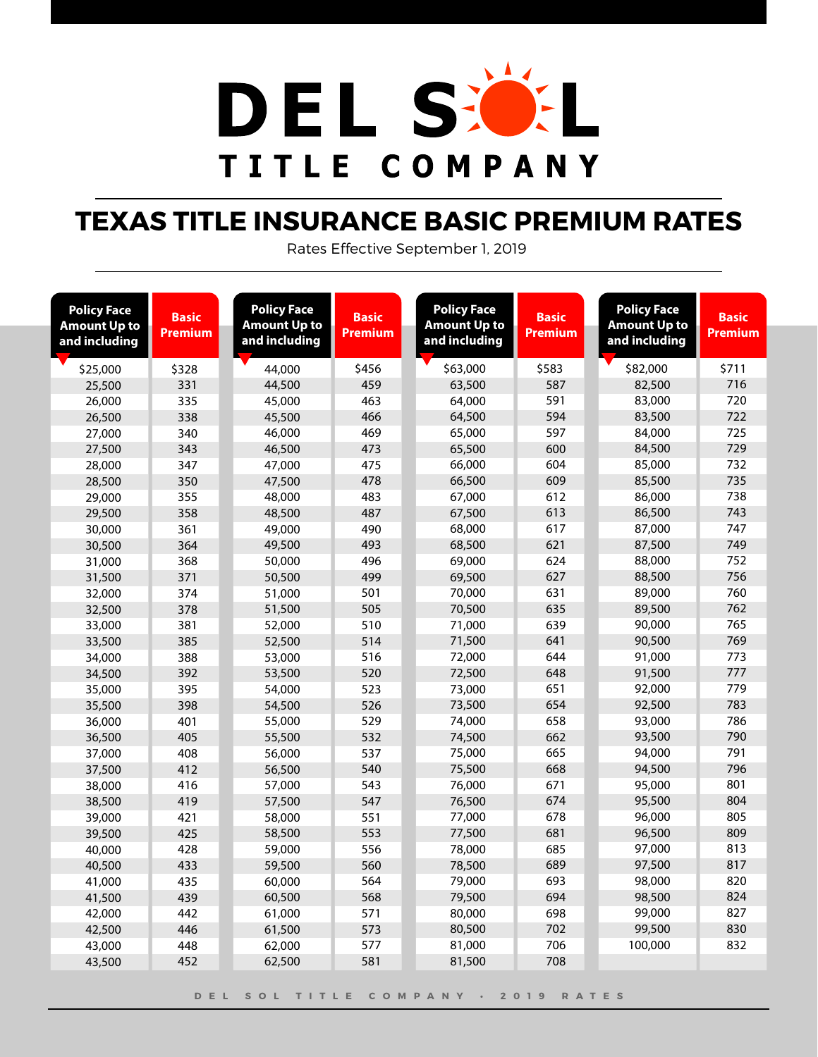# DEL SOL TITLE COMPANY

## TEXAS TITLE INSURANCE BASIC PREMIUM RATES

Rates Effective September 1, 2019

| Policy Face Amount Up to and including | Basic Premium | Policy Face Amount Up to and including | Basic Premium | Policy Face Amount Up to and including | Basic Premium | Policy Face Amount Up to and including | Basic Premium |
|---|---|---|---|---|---|---|---|
| $25,000 | $328 | 44,000 | $456 | $63,000 | $583 | $82,000 | $711 |
| 25,500 | 331 | 44,500 | 459 | 63,500 | 587 | 82,500 | 716 |
| 26,000 | 335 | 45,000 | 463 | 64,000 | 591 | 83,000 | 720 |
| 26,500 | 338 | 45,500 | 466 | 64,500 | 594 | 83,500 | 722 |
| 27,000 | 340 | 46,000 | 469 | 65,000 | 597 | 84,000 | 725 |
| 27,500 | 343 | 46,500 | 473 | 65,500 | 600 | 84,500 | 729 |
| 28,000 | 347 | 47,000 | 475 | 66,000 | 604 | 85,000 | 732 |
| 28,500 | 350 | 47,500 | 478 | 66,500 | 609 | 85,500 | 735 |
| 29,000 | 355 | 48,000 | 483 | 67,000 | 612 | 86,000 | 738 |
| 29,500 | 358 | 48,500 | 487 | 67,500 | 613 | 86,500 | 743 |
| 30,000 | 361 | 49,000 | 490 | 68,000 | 617 | 87,000 | 747 |
| 30,500 | 364 | 49,500 | 493 | 68,500 | 621 | 87,500 | 749 |
| 31,000 | 368 | 50,000 | 496 | 69,000 | 624 | 88,000 | 752 |
| 31,500 | 371 | 50,500 | 499 | 69,500 | 627 | 88,500 | 756 |
| 32,000 | 374 | 51,000 | 501 | 70,000 | 631 | 89,000 | 760 |
| 32,500 | 378 | 51,500 | 505 | 70,500 | 635 | 89,500 | 762 |
| 33,000 | 381 | 52,000 | 510 | 71,000 | 639 | 90,000 | 765 |
| 33,500 | 385 | 52,500 | 514 | 71,500 | 641 | 90,500 | 769 |
| 34,000 | 388 | 53,000 | 516 | 72,000 | 644 | 91,000 | 773 |
| 34,500 | 392 | 53,500 | 520 | 72,500 | 648 | 91,500 | 777 |
| 35,000 | 395 | 54,000 | 523 | 73,000 | 651 | 92,000 | 779 |
| 35,500 | 398 | 54,500 | 526 | 73,500 | 654 | 92,500 | 783 |
| 36,000 | 401 | 55,000 | 529 | 74,000 | 658 | 93,000 | 786 |
| 36,500 | 405 | 55,500 | 532 | 74,500 | 662 | 93,500 | 790 |
| 37,000 | 408 | 56,000 | 537 | 75,000 | 665 | 94,000 | 791 |
| 37,500 | 412 | 56,500 | 540 | 75,500 | 668 | 94,500 | 796 |
| 38,000 | 416 | 57,000 | 543 | 76,000 | 671 | 95,000 | 801 |
| 38,500 | 419 | 57,500 | 547 | 76,500 | 674 | 95,500 | 804 |
| 39,000 | 421 | 58,000 | 551 | 77,000 | 678 | 96,000 | 805 |
| 39,500 | 425 | 58,500 | 553 | 77,500 | 681 | 96,500 | 809 |
| 40,000 | 428 | 59,000 | 556 | 78,000 | 685 | 97,000 | 813 |
| 40,500 | 433 | 59,500 | 560 | 78,500 | 689 | 97,500 | 817 |
| 41,000 | 435 | 60,000 | 564 | 79,000 | 693 | 98,000 | 820 |
| 41,500 | 439 | 60,500 | 568 | 79,500 | 694 | 98,500 | 824 |
| 42,000 | 442 | 61,000 | 571 | 80,000 | 698 | 99,000 | 827 |
| 42,500 | 446 | 61,500 | 573 | 80,500 | 702 | 99,500 | 830 |
| 43,000 | 448 | 62,000 | 577 | 81,000 | 706 | 100,000 | 832 |
| 43,500 | 452 | 62,500 | 581 | 81,500 | 708 | | |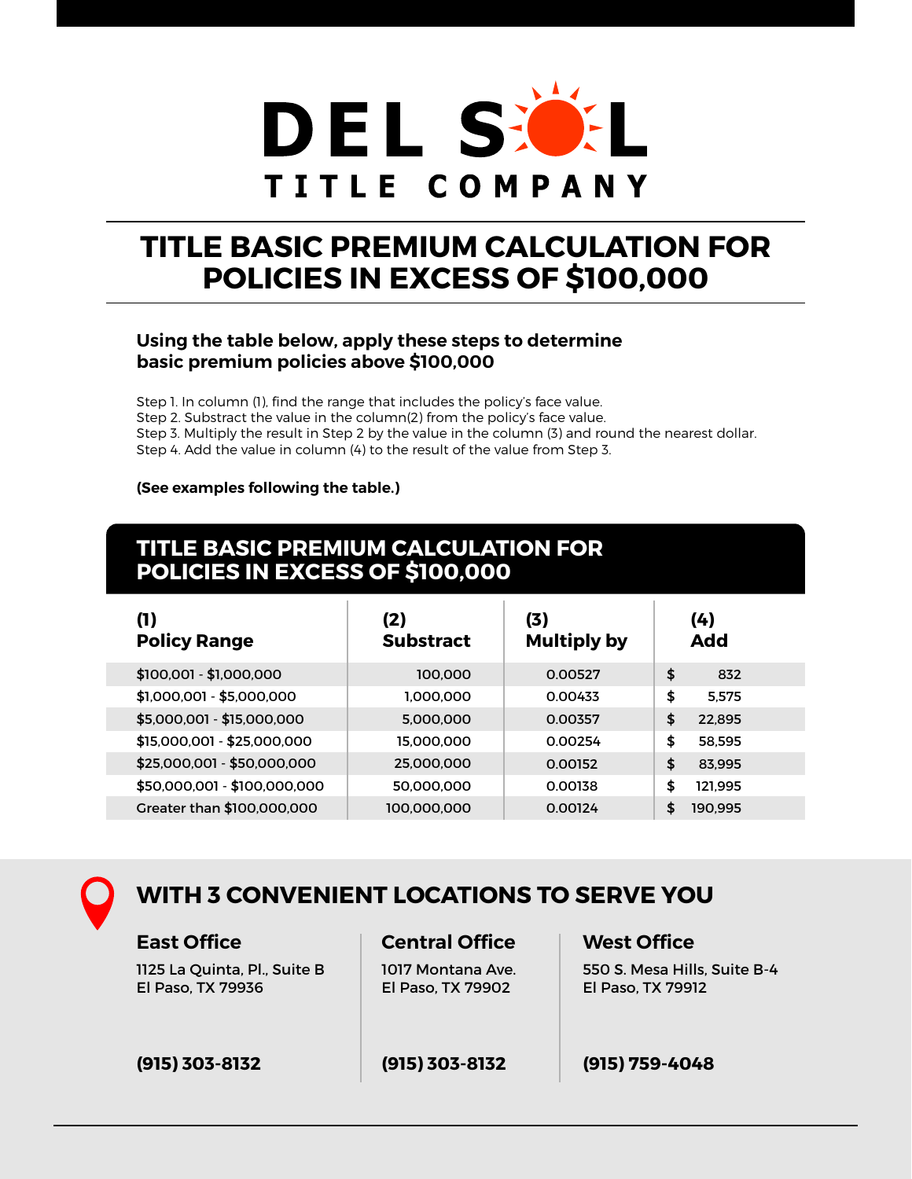# DEL SOL

## TITLE COMPANY

# TITLE BASIC PREMIUM CALCULATION FOR POLICIES IN EXCESS OF $100,000

**Using the table below, apply these steps to determine basic premium policies above $100,000**

Step 1. In column (1), find the range that includes the policy's face value.
Step 2. Substract the value in the column(2) from the policy's face value.
Step 3. Multiply the result in Step 2 by the value in the column (3) and round the nearest dollar.
Step 4. Add the value in column (4) to the result of the value from Step 3.

**(See examples following the table.)**

## TITLE BASIC PREMIUM CALCULATION FOR POLICIES IN EXCESS OF $100,000

| (1) Policy Range | (2) Substract | (3) Multiply by | (4) Add |
|---|---|---|---|
| $100,001 - $1,000,000 | 100,000 | 0.00527 | $ 832 |
| $1,000,001 - $5,000,000 | 1,000,000 | 0.00433 | $ 5,575 |
| $5,000,001 - $15,000,000 | 5,000,000 | 0.00357 | $ 22,895 |
| $15,000,001 - $25,000,000 | 15,000,000 | 0.00254 | $ 58,595 |
| $25,000,001 - $50,000,000 | 25,000,000 | 0.00152 | $ 83,995 |
| $50,000,001 - $100,000,000 | 50,000,000 | 0.00138 | $ 121,995 |
| Greater than $100,000,000 | 100,000,000 | 0.00124 | $ 190,995 |

## WITH 3 CONVENIENT LOCATIONS TO SERVE YOU

**East Office**
1125 La Quinta, Pl., Suite B
El Paso, TX 79936

**(915) 303-8132**

**Central Office**
1017 Montana Ave.
El Paso, TX 79902

**(915) 303-8132**

**West Office**
550 S. Mesa Hills, Suite B-4
El Paso, TX 79912

**(915) 759-4048**